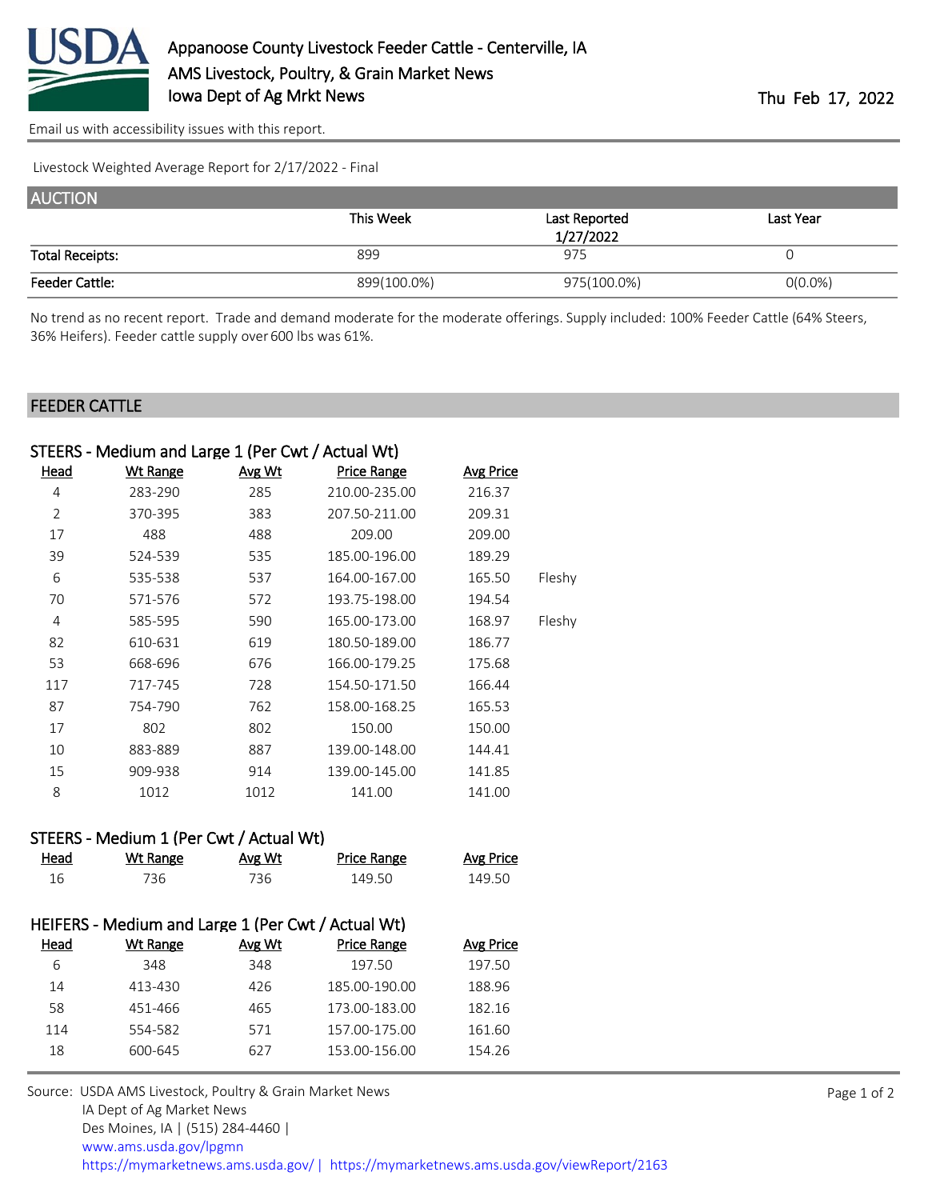# Appanoose County Livestock Feeder Cattle - Centerville, IA

AMS Livestock, Poultry, & Grain Market News

Iowa Dept of Ag Mrkt News

Thu Feb 17, 2022

Email us with accessibility issues with this report.

Livestock Weighted Average Report for 2/17/2022 - Final

## AUCTION

| | This Week | Last Reported 1/27/2022 | Last Year |
|---|---|---|---|
| Total Receipts: | 899 | 975 | 0 |
| Feeder Cattle: | 899(100.0%) | 975(100.0%) | 0(0.0%) |

No trend as no recent report. Trade and demand moderate for the moderate offerings. Supply included: 100% Feeder Cattle (64% Steers, 36% Heifers). Feeder cattle supply over 600 lbs was 61%.

## FEEDER CATTLE

### STEERS - Medium and Large 1 (Per Cwt / Actual Wt)

| Head | Wt Range | Avg Wt | Price Range | Avg Price | |
|---|---|---|---|---|---|
| 4 | 283-290 | 285 | 210.00-235.00 | 216.37 | |
| 2 | 370-395 | 383 | 207.50-211.00 | 209.31 | |
| 17 | 488 | 488 | 209.00 | 209.00 | |
| 39 | 524-539 | 535 | 185.00-196.00 | 189.29 | |
| 6 | 535-538 | 537 | 164.00-167.00 | 165.50 | Fleshy |
| 70 | 571-576 | 572 | 193.75-198.00 | 194.54 | |
| 4 | 585-595 | 590 | 165.00-173.00 | 168.97 | Fleshy |
| 82 | 610-631 | 619 | 180.50-189.00 | 186.77 | |
| 53 | 668-696 | 676 | 166.00-179.25 | 175.68 | |
| 117 | 717-745 | 728 | 154.50-171.50 | 166.44 | |
| 87 | 754-790 | 762 | 158.00-168.25 | 165.53 | |
| 17 | 802 | 802 | 150.00 | 150.00 | |
| 10 | 883-889 | 887 | 139.00-148.00 | 144.41 | |
| 15 | 909-938 | 914 | 139.00-145.00 | 141.85 | |
| 8 | 1012 | 1012 | 141.00 | 141.00 | |

### STEERS - Medium 1 (Per Cwt / Actual Wt)

| Head | Wt Range | Avg Wt | Price Range | Avg Price |
|---|---|---|---|---|
| 16 | 736 | 736 | 149.50 | 149.50 |

### HEIFERS - Medium and Large 1 (Per Cwt / Actual Wt)

| Head | Wt Range | Avg Wt | Price Range | Avg Price |
|---|---|---|---|---|
| 6 | 348 | 348 | 197.50 | 197.50 |
| 14 | 413-430 | 426 | 185.00-190.00 | 188.96 |
| 58 | 451-466 | 465 | 173.00-183.00 | 182.16 |
| 114 | 554-582 | 571 | 157.00-175.00 | 161.60 |
| 18 | 600-645 | 627 | 153.00-156.00 | 154.26 |

Source: USDA AMS Livestock, Poultry & Grain Market News
IA Dept of Ag Market News
Des Moines, IA | (515) 284-4460 |
www.ams.usda.gov/lpgmn
https://mymarketnews.ams.usda.gov/ | https://mymarketnews.ams.usda.gov/viewReport/2163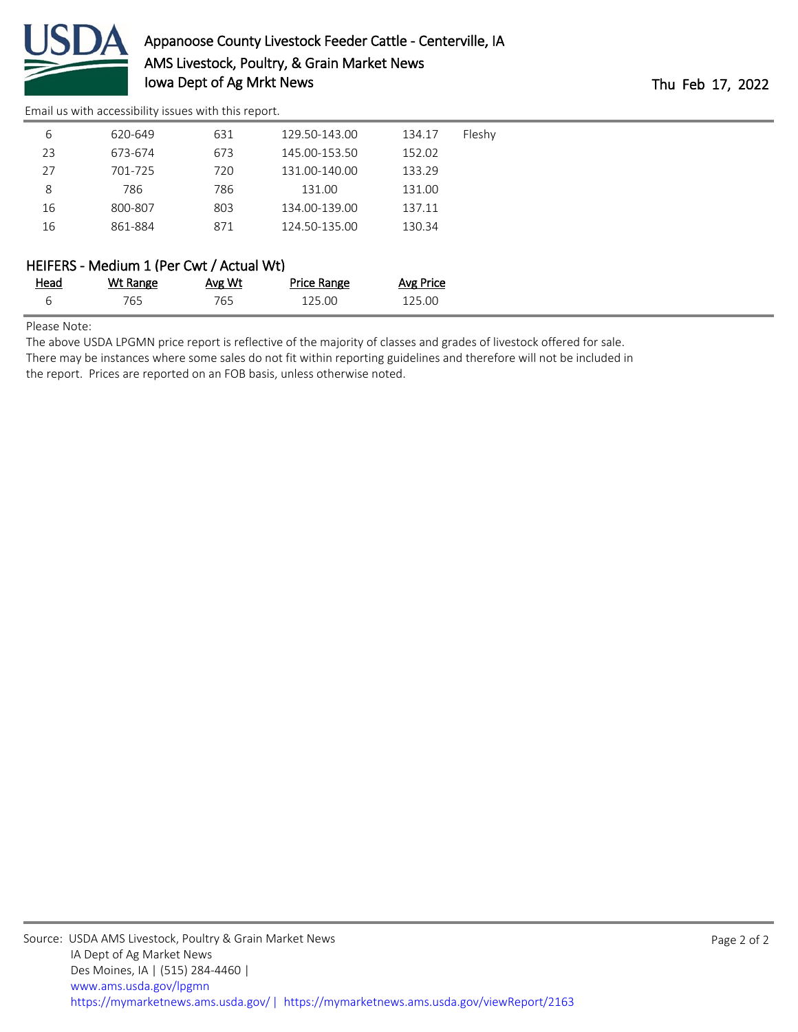Email us with accessibility issues with this report.

| | | | | | |
|---|---|---|---|---|---|
| 6 | 620-649 | 631 | 129.50-143.00 | 134.17 | Fleshy |
| 23 | 673-674 | 673 | 145.00-153.50 | 152.02 | |
| 27 | 701-725 | 720 | 131.00-140.00 | 133.29 | |
| 8 | 786 | 786 | 131.00 | 131.00 | |
| 16 | 800-807 | 803 | 134.00-139.00 | 137.11 | |
| 16 | 861-884 | 871 | 124.50-135.00 | 130.34 | |

### HEIFERS - Medium 1 (Per Cwt / Actual Wt)

| Head | Wt Range | Avg Wt | Price Range | Avg Price |
|---|---|---|---|---|
| 6 | 765 | 765 | 125.00 | 125.00 |

Please Note:

The above USDA LPGMN price report is reflective of the majority of classes and grades of livestock offered for sale. There may be instances where some sales do not fit within reporting guidelines and therefore will not be included in the report. Prices are reported on an FOB basis, unless otherwise noted.

Source: USDA AMS Livestock, Poultry & Grain Market News
IA Dept of Ag Market News
Des Moines, IA | (515) 284-4460 |
www.ams.usda.gov/lpgmn
https://mymarketnews.ams.usda.gov/ | https://mymarketnews.ams.usda.gov/viewReport/2163